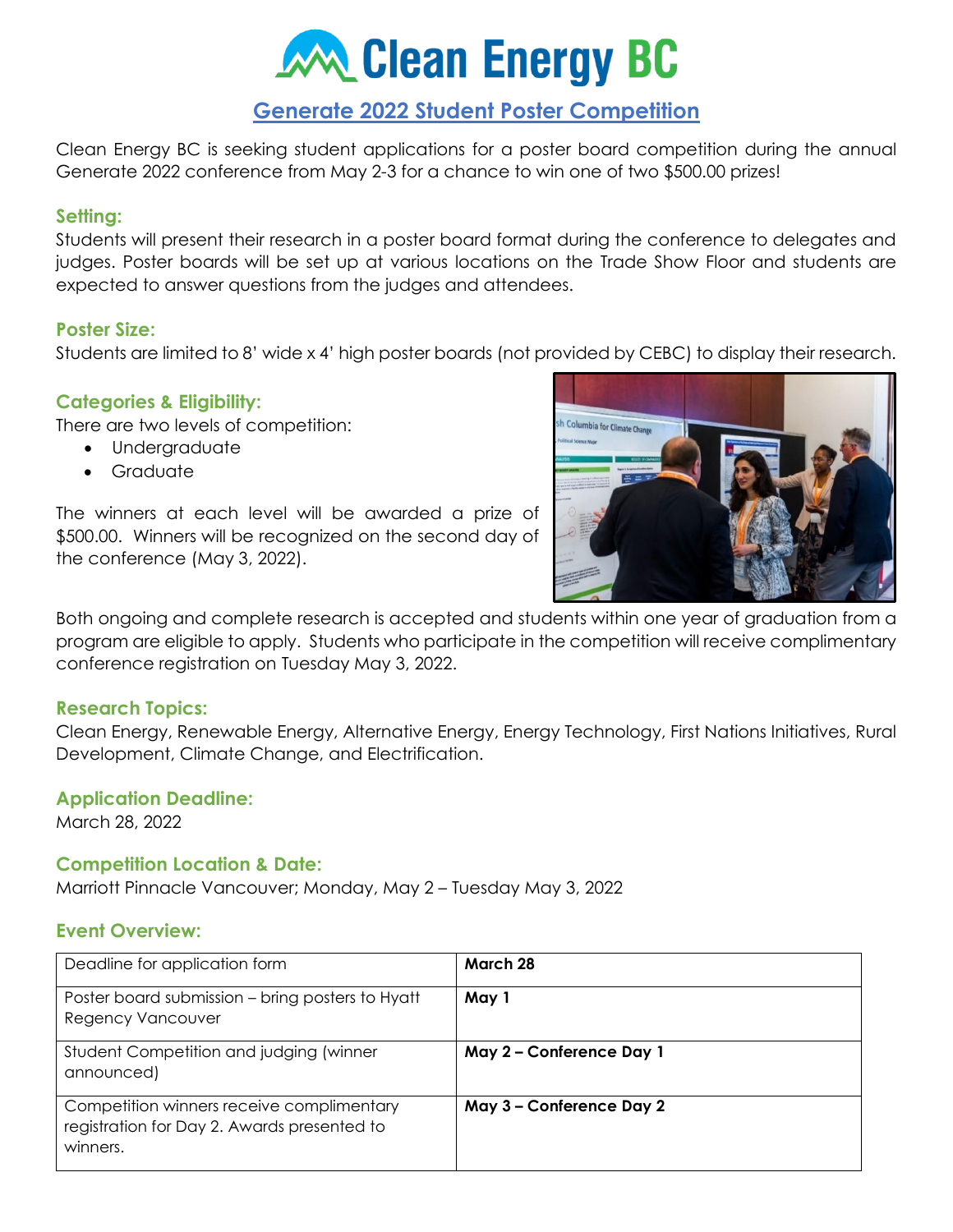# Clean Energy BC

## Generate 2022 Student Poster Competition

Clean Energy BC is seeking student applications for a poster board competition during the annual Generate 2022 conference from May 2-3 for a chance to win one of two $500.00 prizes!

### Setting:

Students will present their research in a poster board format during the conference to delegates and judges. Poster boards will be set up at various locations on the Trade Show Floor and students are expected to answer questions from the judges and attendees.

### Poster Size:

Students are limited to 8' wide x 4' high poster boards (not provided by CEBC) to display their research.

### Categories & Eligibility:

There are two levels of competition:

- Undergraduate
- Graduate

The winners at each level will be awarded a prize of $500.00. Winners will be recognized on the second day of the conference (May 3, 2022).

Both ongoing and complete research is accepted and students within one year of graduation from a program are eligible to apply. Students who participate in the competition will receive complimentary conference registration on Tuesday May 3, 2022.

### Research Topics:

Clean Energy, Renewable Energy, Alternative Energy, Energy Technology, First Nations Initiatives, Rural Development, Climate Change, and Electrification.

### Application Deadline:

March 28, 2022

### Competition Location & Date:

Marriott Pinnacle Vancouver; Monday, May 2 – Tuesday May 3, 2022

### Event Overview:

| | |
|---|---|
| Deadline for application form | **March 28** |
| Poster board submission – bring posters to Hyatt Regency Vancouver | **May 1** |
| Student Competition and judging (winner announced) | **May 2 – Conference Day 1** |
| Competition winners receive complimentary registration for Day 2. Awards presented to winners. | **May 3 – Conference Day 2** |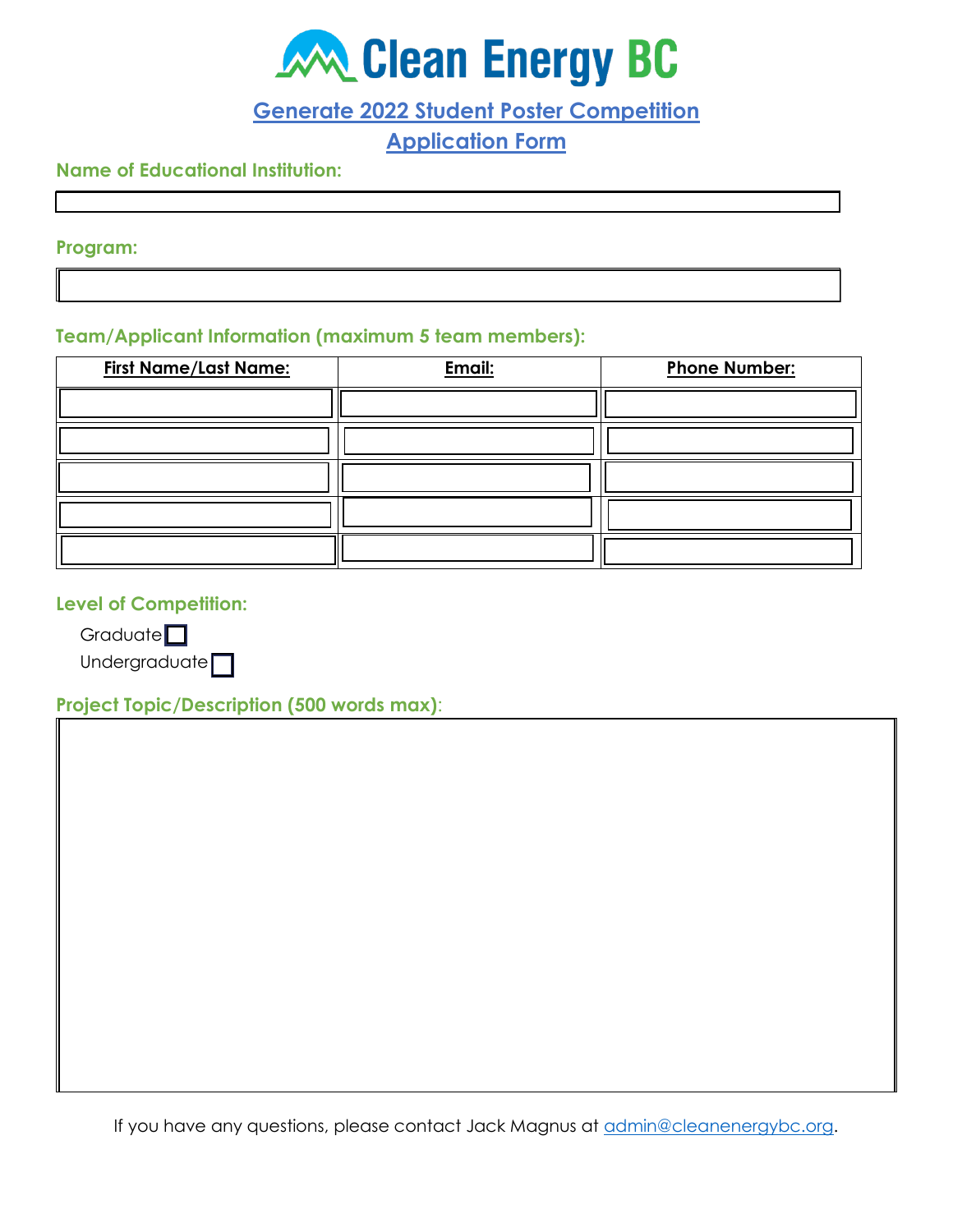# Clean Energy BC

## Generate 2022 Student Poster Competition

## Application Form

**Name of Educational Institution:**

**Program:**

**Team/Applicant Information (maximum 5 team members):**

| First Name/Last Name: | Email: | Phone Number: |
|---|---|---|
| | | |
| | | |
| | | |
| | | |
| | | |

**Level of Competition:**

Graduate ☐

Undergraduate ☐

**Project Topic/Description (500 words max):**

If you have any questions, please contact Jack Magnus at admin@cleanenergybc.org.